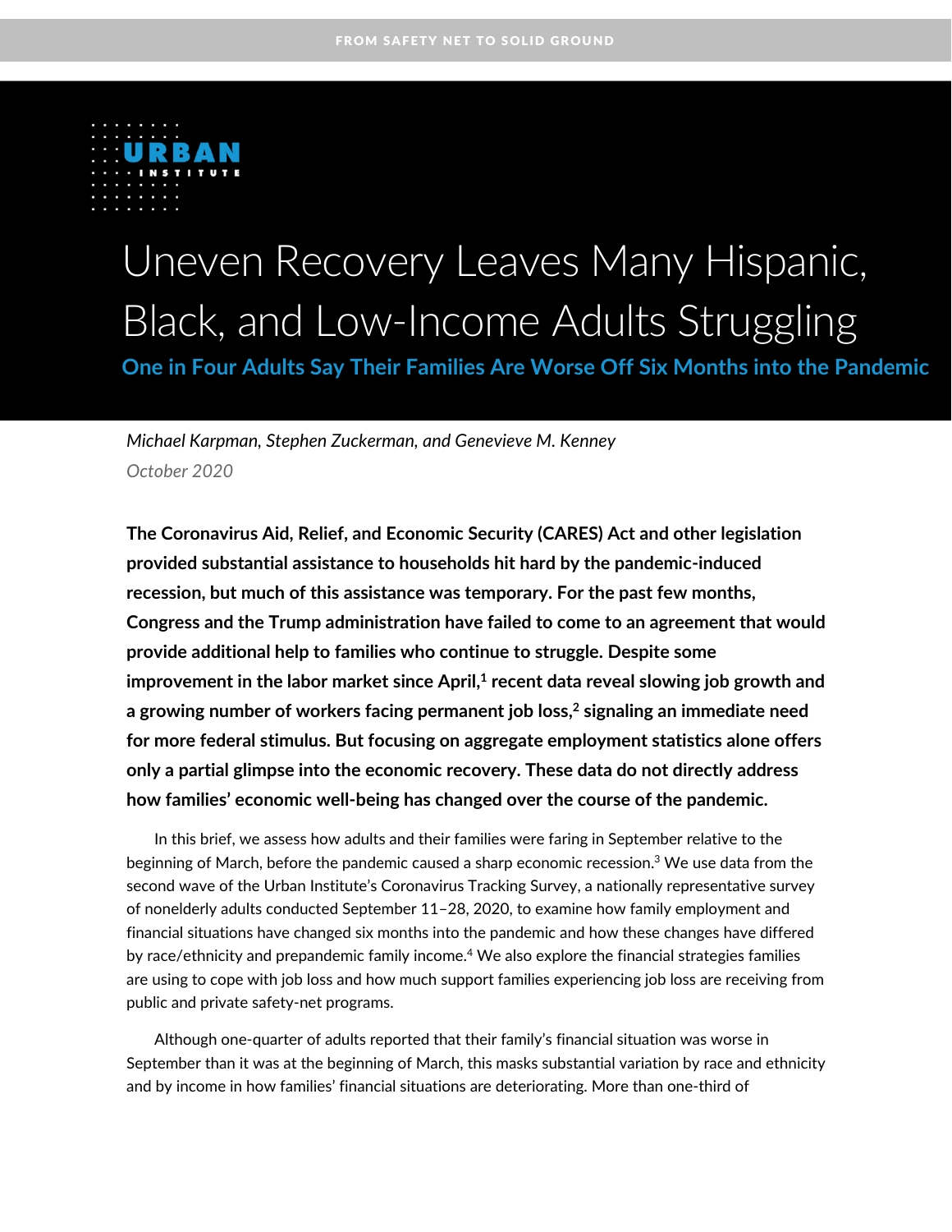FROM SAFETY NET TO SOLID GROUND

URBAN INSTITUTE

# Uneven Recovery Leaves Many Hispanic, Black, and Low-Income Adults Struggling

## One in Four Adults Say Their Families Are Worse Off Six Months into the Pandemic

*Michael Karpman, Stephen Zuckerman, and Genevieve M. Kenney*

*October 2020*

**The Coronavirus Aid, Relief, and Economic Security (CARES) Act and other legislation provided substantial assistance to households hit hard by the pandemic-induced recession, but much of this assistance was temporary. For the past few months, Congress and the Trump administration have failed to come to an agreement that would provide additional help to families who continue to struggle. Despite some improvement in the labor market since April,[1] recent data reveal slowing job growth and a growing number of workers facing permanent job loss,[2] signaling an immediate need for more federal stimulus. But focusing on aggregate employment statistics alone offers only a partial glimpse into the economic recovery. These data do not directly address how families' economic well-being has changed over the course of the pandemic.**

In this brief, we assess how adults and their families were faring in September relative to the beginning of March, before the pandemic caused a sharp economic recession.[3] We use data from the second wave of the Urban Institute's Coronavirus Tracking Survey, a nationally representative survey of nonelderly adults conducted September 11–28, 2020, to examine how family employment and financial situations have changed six months into the pandemic and how these changes have differed by race/ethnicity and prepandemic family income.[4] We also explore the financial strategies families are using to cope with job loss and how much support families experiencing job loss are receiving from public and private safety-net programs.

Although one-quarter of adults reported that their family's financial situation was worse in September than it was at the beginning of March, this masks substantial variation by race and ethnicity and by income in how families' financial situations are deteriorating. More than one-third of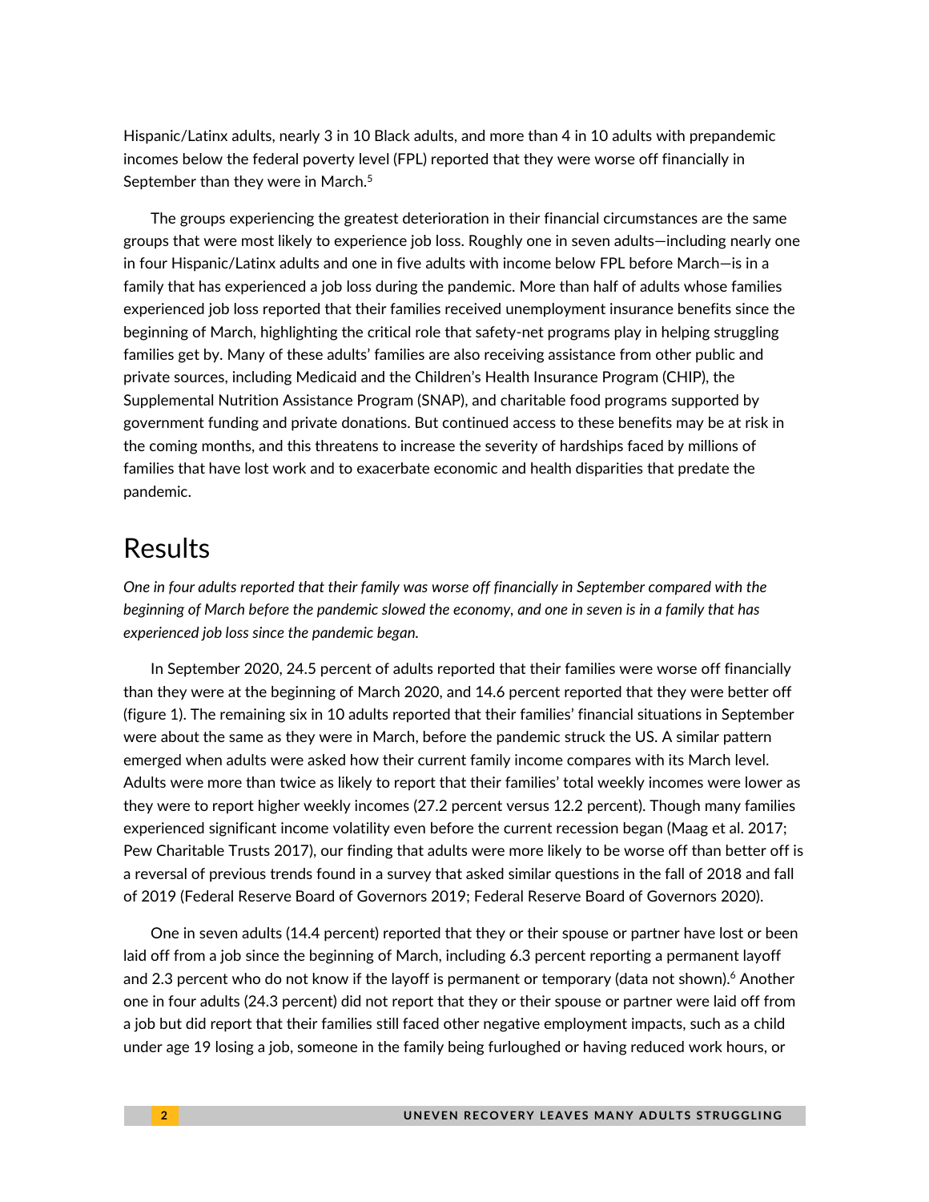Hispanic/Latinx adults, nearly 3 in 10 Black adults, and more than 4 in 10 adults with prepandemic incomes below the federal poverty level (FPL) reported that they were worse off financially in September than they were in March.[5]

The groups experiencing the greatest deterioration in their financial circumstances are the same groups that were most likely to experience job loss. Roughly one in seven adults—including nearly one in four Hispanic/Latinx adults and one in five adults with income below FPL before March—is in a family that has experienced a job loss during the pandemic. More than half of adults whose families experienced job loss reported that their families received unemployment insurance benefits since the beginning of March, highlighting the critical role that safety-net programs play in helping struggling families get by. Many of these adults' families are also receiving assistance from other public and private sources, including Medicaid and the Children's Health Insurance Program (CHIP), the Supplemental Nutrition Assistance Program (SNAP), and charitable food programs supported by government funding and private donations. But continued access to these benefits may be at risk in the coming months, and this threatens to increase the severity of hardships faced by millions of families that have lost work and to exacerbate economic and health disparities that predate the pandemic.

# Results

*One in four adults reported that their family was worse off financially in September compared with the beginning of March before the pandemic slowed the economy, and one in seven is in a family that has experienced job loss since the pandemic began.*

In September 2020, 24.5 percent of adults reported that their families were worse off financially than they were at the beginning of March 2020, and 14.6 percent reported that they were better off (figure 1). The remaining six in 10 adults reported that their families' financial situations in September were about the same as they were in March, before the pandemic struck the US. A similar pattern emerged when adults were asked how their current family income compares with its March level. Adults were more than twice as likely to report that their families' total weekly incomes were lower as they were to report higher weekly incomes (27.2 percent versus 12.2 percent). Though many families experienced significant income volatility even before the current recession began (Maag et al. 2017; Pew Charitable Trusts 2017), our finding that adults were more likely to be worse off than better off is a reversal of previous trends found in a survey that asked similar questions in the fall of 2018 and fall of 2019 (Federal Reserve Board of Governors 2019; Federal Reserve Board of Governors 2020).

One in seven adults (14.4 percent) reported that they or their spouse or partner have lost or been laid off from a job since the beginning of March, including 6.3 percent reporting a permanent layoff and 2.3 percent who do not know if the layoff is permanent or temporary (data not shown).[6] Another one in four adults (24.3 percent) did not report that they or their spouse or partner were laid off from a job but did report that their families still faced other negative employment impacts, such as a child under age 19 losing a job, someone in the family being furloughed or having reduced work hours, or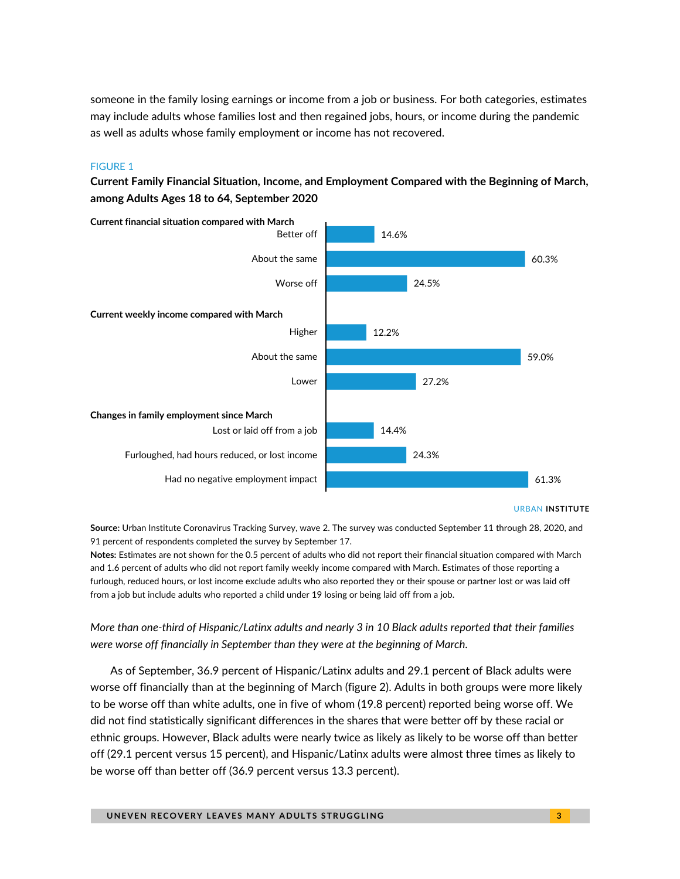someone in the family losing earnings or income from a job or business. For both categories, estimates may include adults whose families lost and then regained jobs, hours, or income during the pandemic as well as adults whose family employment or income has not recovered.

FIGURE 1

**Current Family Financial Situation, Income, and Employment Compared with the Beginning of March, among Adults Ages 18 to 64, September 2020**

| | Share |
|---|---|
| **Current financial situation compared with March** | |
| Better off | 14.6% |
| About the same | 60.3% |
| Worse off | 24.5% |
| **Current weekly income compared with March** | |
| Higher | 12.2% |
| About the same | 59.0% |
| Lower | 27.2% |
| **Changes in family employment since March** | |
| Lost or laid off from a job | 14.4% |
| Furloughed, had hours reduced, or lost income | 24.3% |
| Had no negative employment impact | 61.3% |

URBAN INSTITUTE

**Source:** Urban Institute Coronavirus Tracking Survey, wave 2. The survey was conducted September 11 through 28, 2020, and 91 percent of respondents completed the survey by September 17.

**Notes:** Estimates are not shown for the 0.5 percent of adults who did not report their financial situation compared with March and 1.6 percent of adults who did not report family weekly income compared with March. Estimates of those reporting a furlough, reduced hours, or lost income exclude adults who also reported they or their spouse or partner lost or was laid off from a job but include adults who reported a child under 19 losing or being laid off from a job.

*More than one-third of Hispanic/Latinx adults and nearly 3 in 10 Black adults reported that their families were worse off financially in September than they were at the beginning of March.*

As of September, 36.9 percent of Hispanic/Latinx adults and 29.1 percent of Black adults were worse off financially than at the beginning of March (figure 2). Adults in both groups were more likely to be worse off than white adults, one in five of whom (19.8 percent) reported being worse off. We did not find statistically significant differences in the shares that were better off by these racial or ethnic groups. However, Black adults were nearly twice as likely as likely to be worse off than better off (29.1 percent versus 15 percent), and Hispanic/Latinx adults were almost three times as likely to be worse off than better off (36.9 percent versus 13.3 percent).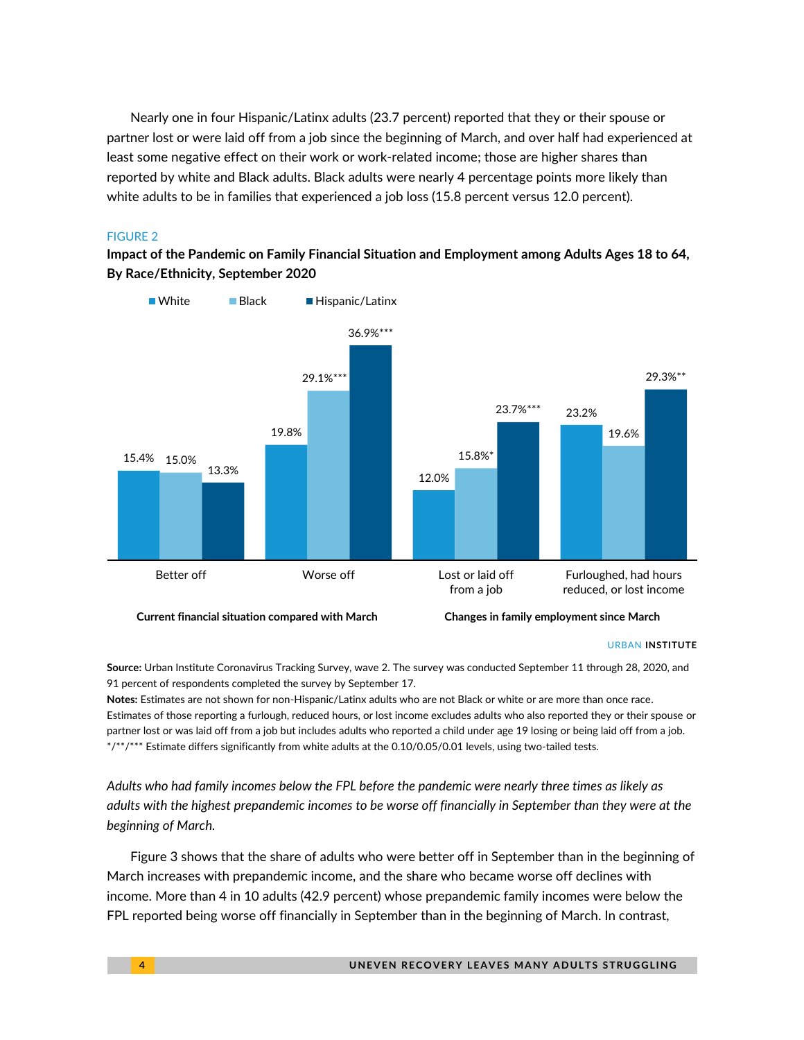Nearly one in four Hispanic/Latinx adults (23.7 percent) reported that they or their spouse or partner lost or were laid off from a job since the beginning of March, and over half had experienced at least some negative effect on their work or work-related income; those are higher shares than reported by white and Black adults. Black adults were nearly 4 percentage points more likely than white adults to be in families that experienced a job loss (15.8 percent versus 12.0 percent).

FIGURE 2

**Impact of the Pandemic on Family Financial Situation and Employment among Adults Ages 18 to 64, By Race/Ethnicity, September 2020**

| | Current financial situation compared with March: Better off | Current financial situation compared with March: Worse off | Changes in family employment since March: Lost or laid off from a job | Changes in family employment since March: Furloughed, had hours reduced, or lost income |
|---|---|---|---|---|
| White | 15.4% | 19.8% | 12.0% | 23.2% |
| Black | 15.0% | 29.1%*** | 15.8%* | 19.6% |
| Hispanic/Latinx | 13.3% | 36.9%*** | 23.7%*** | 29.3%** |

URBAN INSTITUTE

**Source:** Urban Institute Coronavirus Tracking Survey, wave 2. The survey was conducted September 11 through 28, 2020, and 91 percent of respondents completed the survey by September 17.

**Notes:** Estimates are not shown for non-Hispanic/Latinx adults who are not Black or white or are more than once race. Estimates of those reporting a furlough, reduced hours, or lost income excludes adults who also reported they or their spouse or partner lost or was laid off from a job but includes adults who reported a child under age 19 losing or being laid off from a job.

*/**/*** Estimate differs significantly from white adults at the 0.10/0.05/0.01 levels, using two-tailed tests.

*Adults who had family incomes below the FPL before the pandemic were nearly three times as likely as adults with the highest prepandemic incomes to be worse off financially in September than they were at the beginning of March.*

Figure 3 shows that the share of adults who were better off in September than in the beginning of March increases with prepandemic income, and the share who became worse off declines with income. More than 4 in 10 adults (42.9 percent) whose prepandemic family incomes were below the FPL reported being worse off financially in September than in the beginning of March. In contrast,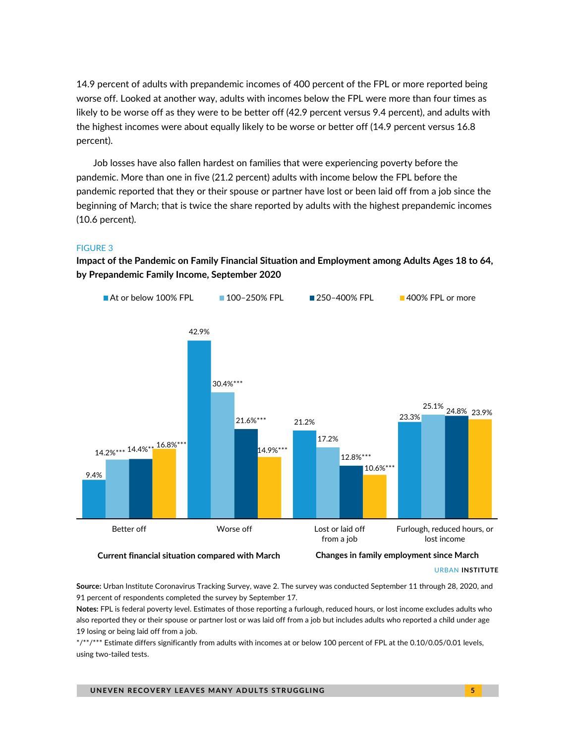14.9 percent of adults with prepandemic incomes of 400 percent of the FPL or more reported being worse off. Looked at another way, adults with incomes below the FPL were more than four times as likely to be worse off as they were to be better off (42.9 percent versus 9.4 percent), and adults with the highest incomes were about equally likely to be worse or better off (14.9 percent versus 16.8 percent).

Job losses have also fallen hardest on families that were experiencing poverty before the pandemic. More than one in five (21.2 percent) adults with income below the FPL before the pandemic reported that they or their spouse or partner have lost or been laid off from a job since the beginning of March; that is twice the share reported by adults with the highest prepandemic incomes (10.6 percent).

FIGURE 3

**Impact of the Pandemic on Family Financial Situation and Employment among Adults Ages 18 to 64, by Prepandemic Family Income, September 2020**

| | At or below 100% FPL | 100–250% FPL | 250–400% FPL | 400% FPL or more |
|---|---|---|---|---|
| **Current financial situation compared with March** | | | | |
| Better off | 9.4% | 14.2%*** | 14.4%** | 16.8%*** |
| Worse off | 42.9% | 30.4%*** | 21.6%*** | 14.9%*** |
| **Changes in family employment since March** | | | | |
| Lost or laid off from a job | 21.2% | 17.2% | 12.8%*** | 10.6%*** |
| Furlough, reduced hours, or lost income | 23.3% | 25.1% | 24.8% | 23.9% |

URBAN INSTITUTE

**Source:** Urban Institute Coronavirus Tracking Survey, wave 2. The survey was conducted September 11 through 28, 2020, and 91 percent of respondents completed the survey by September 17.

**Notes:** FPL is federal poverty level. Estimates of those reporting a furlough, reduced hours, or lost income excludes adults who also reported they or their spouse or partner lost or was laid off from a job but includes adults who reported a child under age 19 losing or being laid off from a job.

*/**/*** Estimate differs significantly from adults with incomes at or below 100 percent of FPL at the 0.10/0.05/0.01 levels, using two-tailed tests.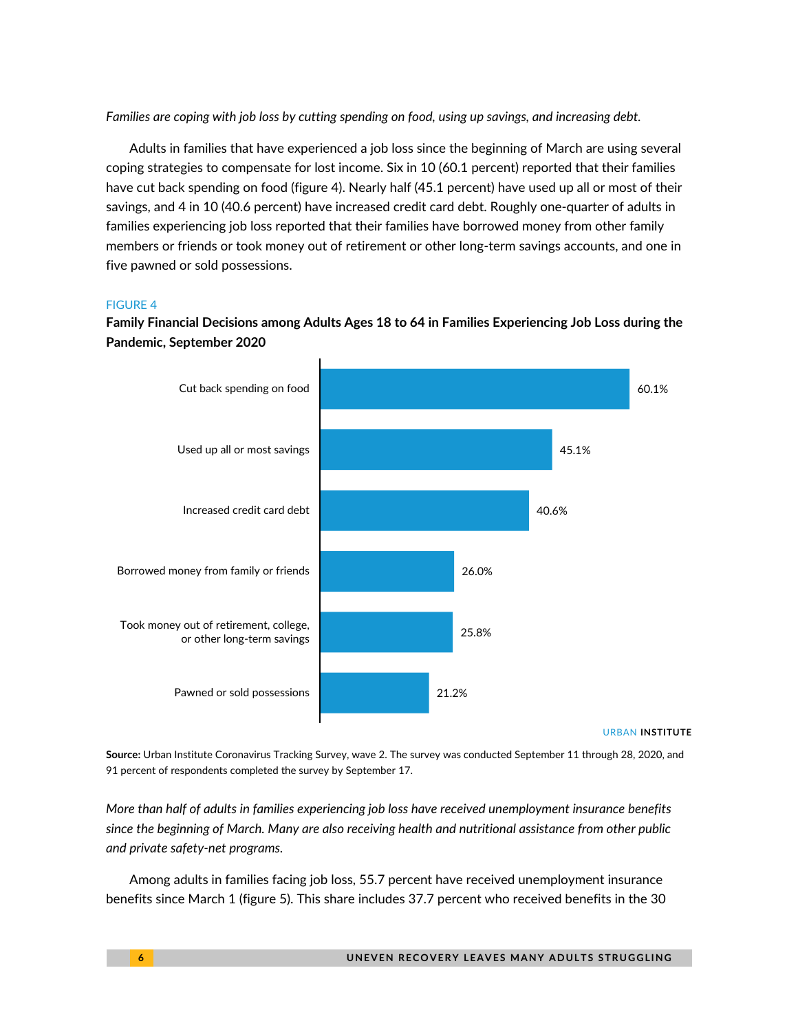*Families are coping with job loss by cutting spending on food, using up savings, and increasing debt.*

Adults in families that have experienced a job loss since the beginning of March are using several coping strategies to compensate for lost income. Six in 10 (60.1 percent) reported that their families have cut back spending on food (figure 4). Nearly half (45.1 percent) have used up all or most of their savings, and 4 in 10 (40.6 percent) have increased credit card debt. Roughly one-quarter of adults in families experiencing job loss reported that their families have borrowed money from other family members or friends or took money out of retirement or other long-term savings accounts, and one in five pawned or sold possessions.

FIGURE 4

**Family Financial Decisions among Adults Ages 18 to 64 in Families Experiencing Job Loss during the Pandemic, September 2020**

| Financial decision | Share |
| --- | --- |
| Cut back spending on food | 60.1% |
| Used up all or most savings | 45.1% |
| Increased credit card debt | 40.6% |
| Borrowed money from family or friends | 26.0% |
| Took money out of retirement, college, or other long-term savings | 25.8% |
| Pawned or sold possessions | 21.2% |

URBAN INSTITUTE

**Source:** Urban Institute Coronavirus Tracking Survey, wave 2. The survey was conducted September 11 through 28, 2020, and 91 percent of respondents completed the survey by September 17.

*More than half of adults in families experiencing job loss have received unemployment insurance benefits since the beginning of March. Many are also receiving health and nutritional assistance from other public and private safety-net programs.*

Among adults in families facing job loss, 55.7 percent have received unemployment insurance benefits since March 1 (figure 5). This share includes 37.7 percent who received benefits in the 30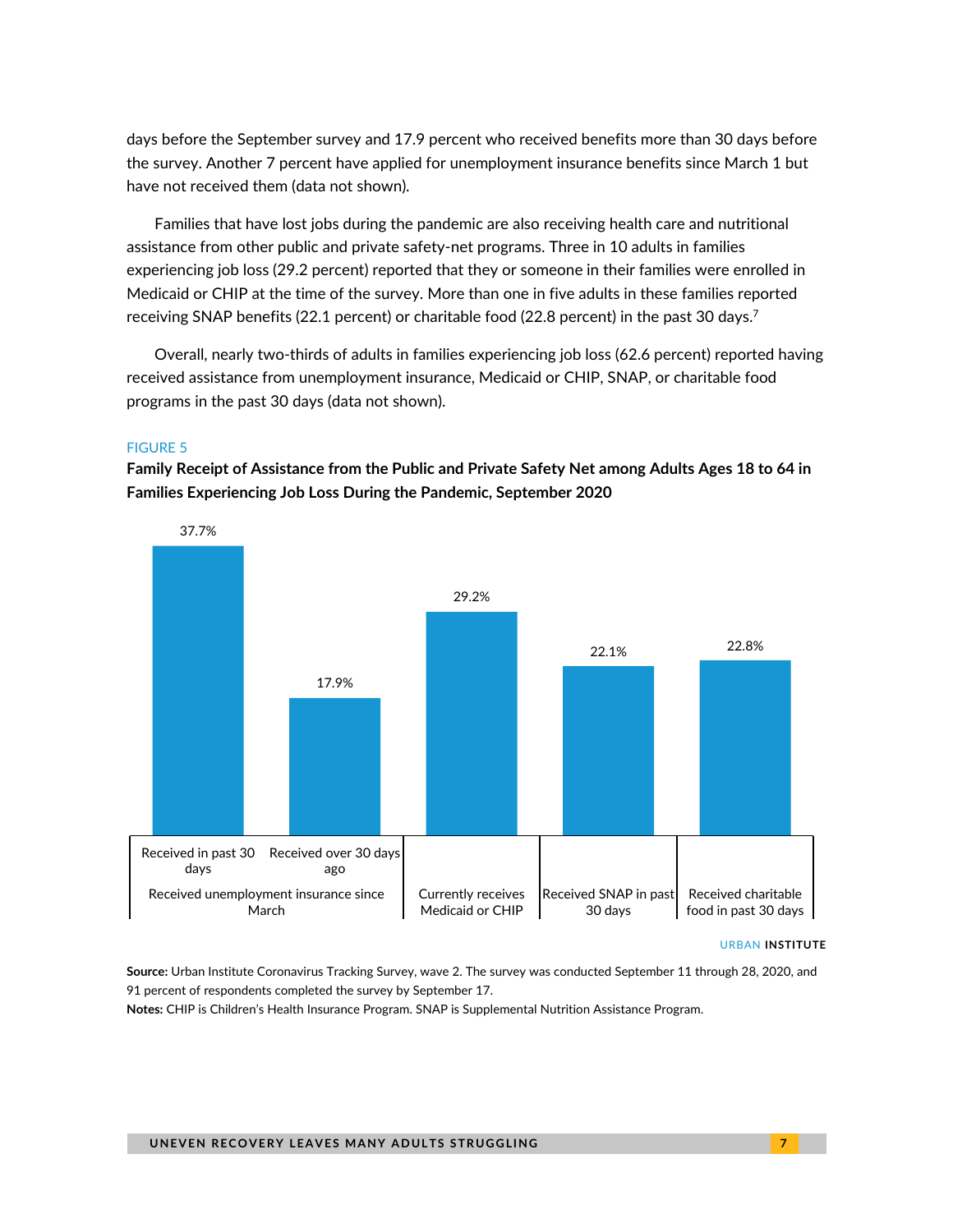days before the September survey and 17.9 percent who received benefits more than 30 days before the survey. Another 7 percent have applied for unemployment insurance benefits since March 1 but have not received them (data not shown).

Families that have lost jobs during the pandemic are also receiving health care and nutritional assistance from other public and private safety-net programs. Three in 10 adults in families experiencing job loss (29.2 percent) reported that they or someone in their families were enrolled in Medicaid or CHIP at the time of the survey. More than one in five adults in these families reported receiving SNAP benefits (22.1 percent) or charitable food (22.8 percent) in the past 30 days.[7]

Overall, nearly two-thirds of adults in families experiencing job loss (62.6 percent) reported having received assistance from unemployment insurance, Medicaid or CHIP, SNAP, or charitable food programs in the past 30 days (data not shown).

FIGURE 5

**Family Receipt of Assistance from the Public and Private Safety Net among Adults Ages 18 to 64 in Families Experiencing Job Loss During the Pandemic, September 2020**

| Received unemployment insurance since March: Received in past 30 days | Received unemployment insurance since March: Received over 30 days ago | Currently receives Medicaid or CHIP | Received SNAP in past 30 days | Received charitable food in past 30 days |
|---|---|---|---|---|
| 37.7% | 17.9% | 29.2% | 22.1% | 22.8% |

URBAN INSTITUTE

**Source:** Urban Institute Coronavirus Tracking Survey, wave 2. The survey was conducted September 11 through 28, 2020, and 91 percent of respondents completed the survey by September 17.

**Notes:** CHIP is Children's Health Insurance Program. SNAP is Supplemental Nutrition Assistance Program.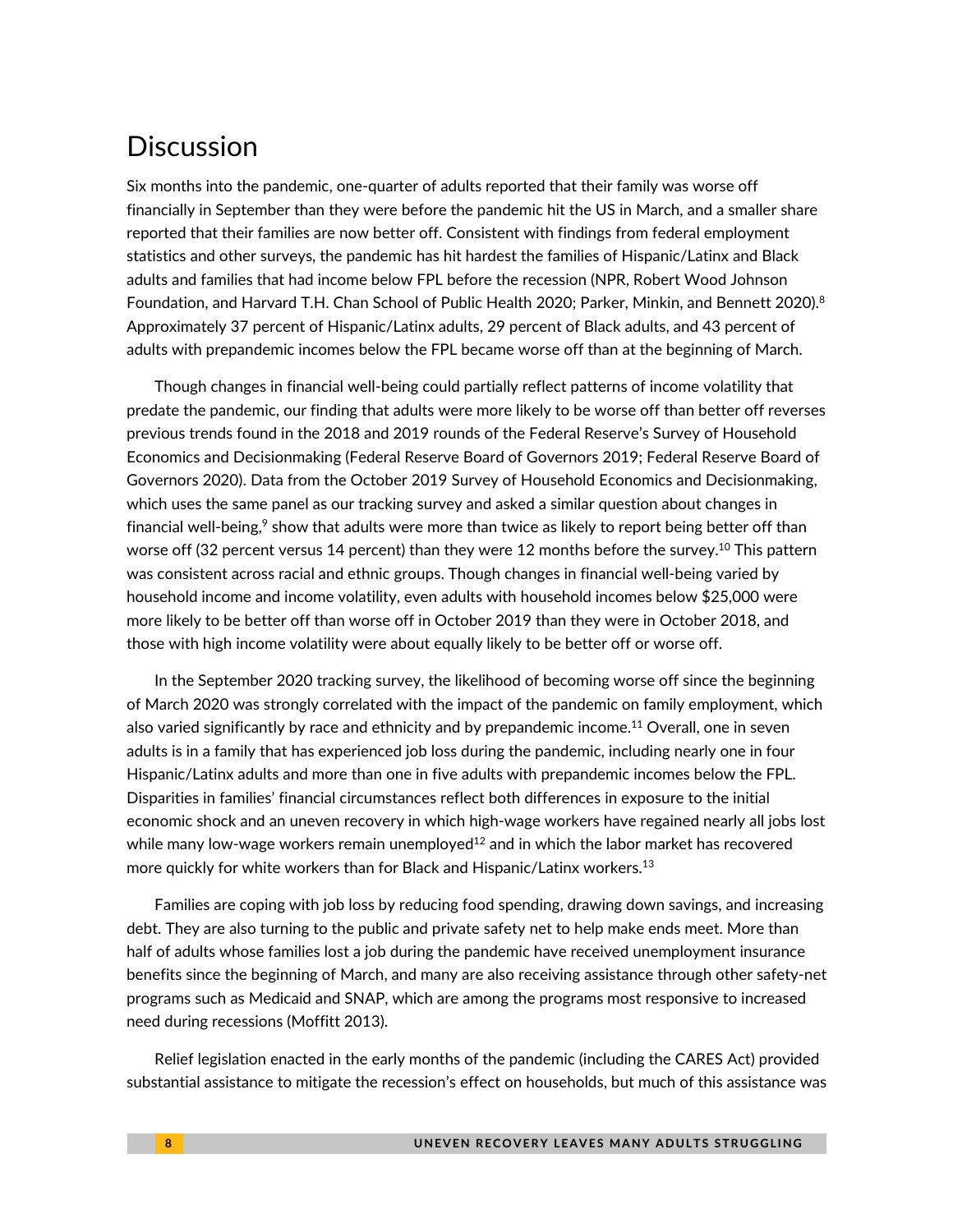# Discussion

Six months into the pandemic, one-quarter of adults reported that their family was worse off financially in September than they were before the pandemic hit the US in March, and a smaller share reported that their families are now better off. Consistent with findings from federal employment statistics and other surveys, the pandemic has hit hardest the families of Hispanic/Latinx and Black adults and families that had income below FPL before the recession (NPR, Robert Wood Johnson Foundation, and Harvard T.H. Chan School of Public Health 2020; Parker, Minkin, and Bennett 2020).[8] Approximately 37 percent of Hispanic/Latinx adults, 29 percent of Black adults, and 43 percent of adults with prepandemic incomes below the FPL became worse off than at the beginning of March.

Though changes in financial well-being could partially reflect patterns of income volatility that predate the pandemic, our finding that adults were more likely to be worse off than better off reverses previous trends found in the 2018 and 2019 rounds of the Federal Reserve's Survey of Household Economics and Decisionmaking (Federal Reserve Board of Governors 2019; Federal Reserve Board of Governors 2020). Data from the October 2019 Survey of Household Economics and Decisionmaking, which uses the same panel as our tracking survey and asked a similar question about changes in financial well-being,[9] show that adults were more than twice as likely to report being better off than worse off (32 percent versus 14 percent) than they were 12 months before the survey.[10] This pattern was consistent across racial and ethnic groups. Though changes in financial well-being varied by household income and income volatility, even adults with household incomes below $25,000 were more likely to be better off than worse off in October 2019 than they were in October 2018, and those with high income volatility were about equally likely to be better off or worse off.

In the September 2020 tracking survey, the likelihood of becoming worse off since the beginning of March 2020 was strongly correlated with the impact of the pandemic on family employment, which also varied significantly by race and ethnicity and by prepandemic income.[11] Overall, one in seven adults is in a family that has experienced job loss during the pandemic, including nearly one in four Hispanic/Latinx adults and more than one in five adults with prepandemic incomes below the FPL. Disparities in families' financial circumstances reflect both differences in exposure to the initial economic shock and an uneven recovery in which high-wage workers have regained nearly all jobs lost while many low-wage workers remain unemployed[12] and in which the labor market has recovered more quickly for white workers than for Black and Hispanic/Latinx workers.[13]

Families are coping with job loss by reducing food spending, drawing down savings, and increasing debt. They are also turning to the public and private safety net to help make ends meet. More than half of adults whose families lost a job during the pandemic have received unemployment insurance benefits since the beginning of March, and many are also receiving assistance through other safety-net programs such as Medicaid and SNAP, which are among the programs most responsive to increased need during recessions (Moffitt 2013).

Relief legislation enacted in the early months of the pandemic (including the CARES Act) provided substantial assistance to mitigate the recession's effect on households, but much of this assistance was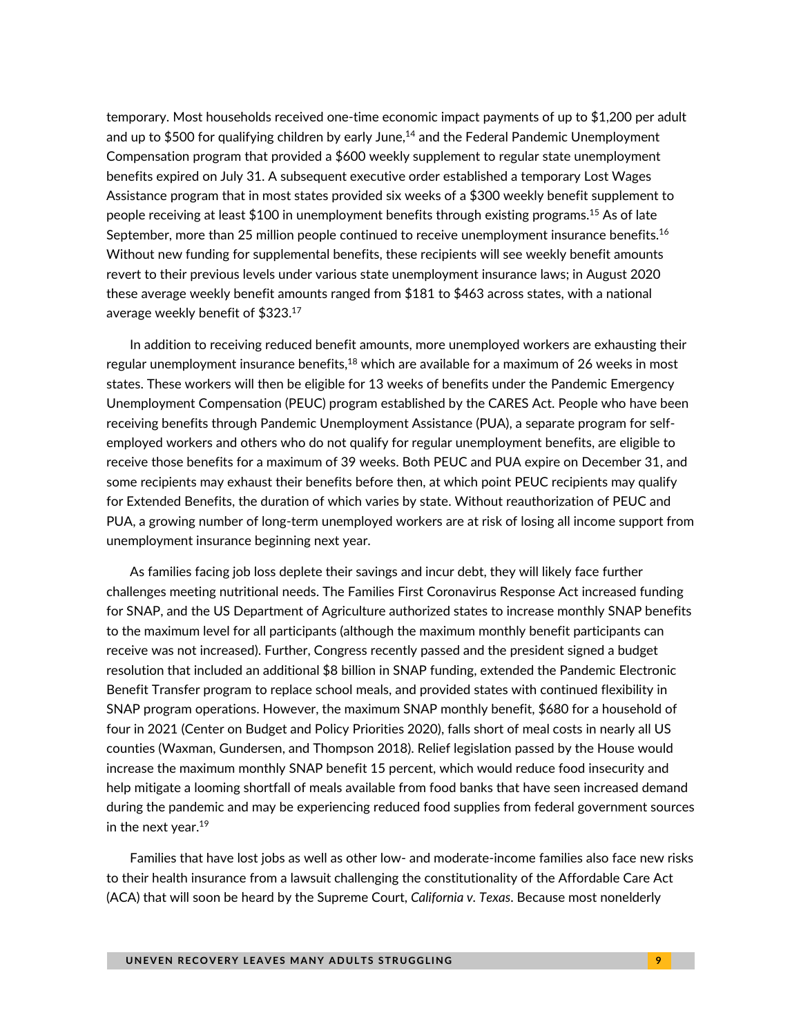temporary. Most households received one-time economic impact payments of up to $1,200 per adult and up to $500 for qualifying children by early June,[14] and the Federal Pandemic Unemployment Compensation program that provided a $600 weekly supplement to regular state unemployment benefits expired on July 31. A subsequent executive order established a temporary Lost Wages Assistance program that in most states provided six weeks of a $300 weekly benefit supplement to people receiving at least $100 in unemployment benefits through existing programs.[15] As of late September, more than 25 million people continued to receive unemployment insurance benefits.[16] Without new funding for supplemental benefits, these recipients will see weekly benefit amounts revert to their previous levels under various state unemployment insurance laws; in August 2020 these average weekly benefit amounts ranged from $181 to $463 across states, with a national average weekly benefit of $323.[17]

In addition to receiving reduced benefit amounts, more unemployed workers are exhausting their regular unemployment insurance benefits,[18] which are available for a maximum of 26 weeks in most states. These workers will then be eligible for 13 weeks of benefits under the Pandemic Emergency Unemployment Compensation (PEUC) program established by the CARES Act. People who have been receiving benefits through Pandemic Unemployment Assistance (PUA), a separate program for self-employed workers and others who do not qualify for regular unemployment benefits, are eligible to receive those benefits for a maximum of 39 weeks. Both PEUC and PUA expire on December 31, and some recipients may exhaust their benefits before then, at which point PEUC recipients may qualify for Extended Benefits, the duration of which varies by state. Without reauthorization of PEUC and PUA, a growing number of long-term unemployed workers are at risk of losing all income support from unemployment insurance beginning next year.

As families facing job loss deplete their savings and incur debt, they will likely face further challenges meeting nutritional needs. The Families First Coronavirus Response Act increased funding for SNAP, and the US Department of Agriculture authorized states to increase monthly SNAP benefits to the maximum level for all participants (although the maximum monthly benefit participants can receive was not increased). Further, Congress recently passed and the president signed a budget resolution that included an additional $8 billion in SNAP funding, extended the Pandemic Electronic Benefit Transfer program to replace school meals, and provided states with continued flexibility in SNAP program operations. However, the maximum SNAP monthly benefit, $680 for a household of four in 2021 (Center on Budget and Policy Priorities 2020), falls short of meal costs in nearly all US counties (Waxman, Gundersen, and Thompson 2018). Relief legislation passed by the House would increase the maximum monthly SNAP benefit 15 percent, which would reduce food insecurity and help mitigate a looming shortfall of meals available from food banks that have seen increased demand during the pandemic and may be experiencing reduced food supplies from federal government sources in the next year.[19]

Families that have lost jobs as well as other low- and moderate-income families also face new risks to their health insurance from a lawsuit challenging the constitutionality of the Affordable Care Act (ACA) that will soon be heard by the Supreme Court, *California v. Texas*. Because most nonelderly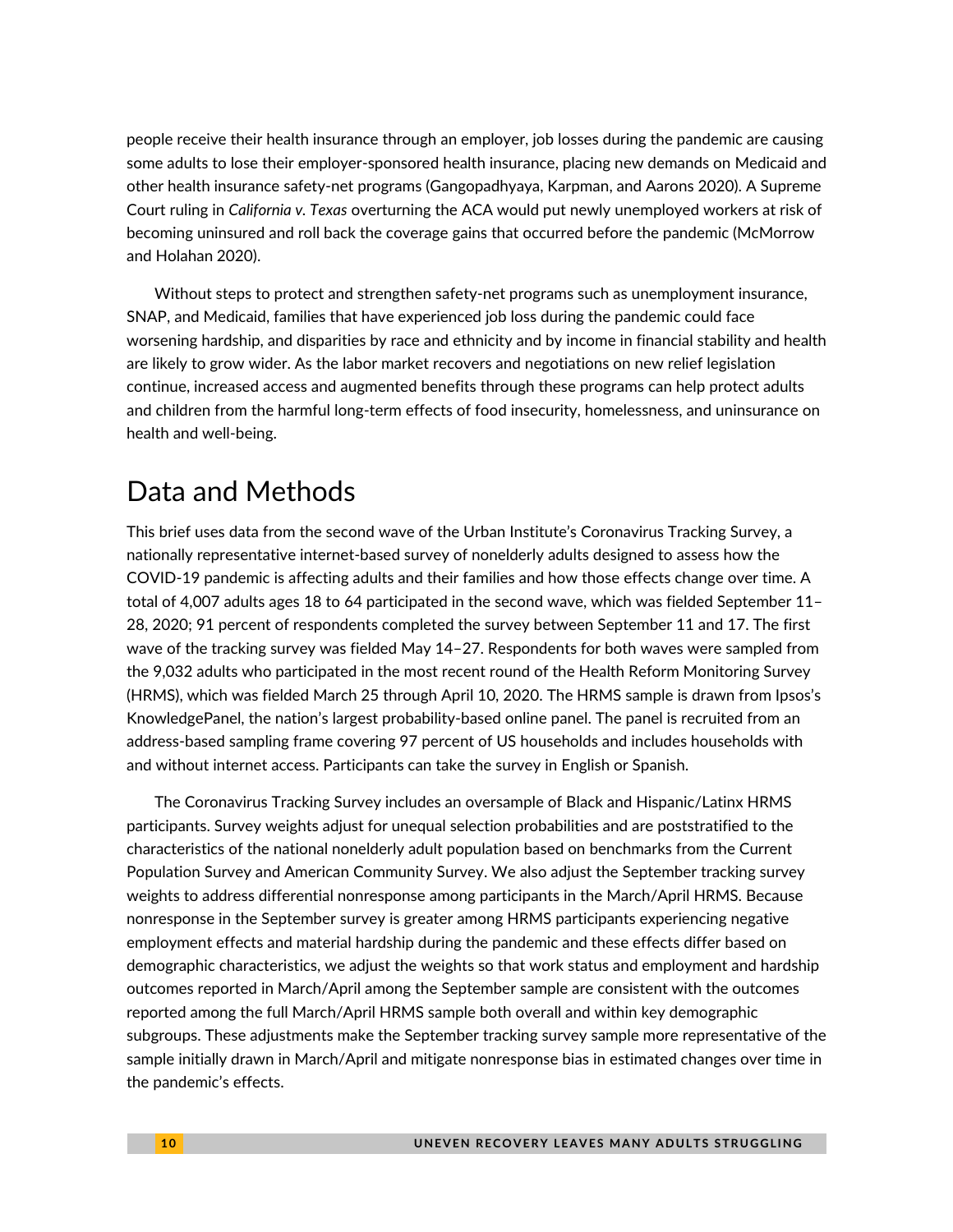people receive their health insurance through an employer, job losses during the pandemic are causing some adults to lose their employer-sponsored health insurance, placing new demands on Medicaid and other health insurance safety-net programs (Gangopadhyaya, Karpman, and Aarons 2020). A Supreme Court ruling in *California v. Texas* overturning the ACA would put newly unemployed workers at risk of becoming uninsured and roll back the coverage gains that occurred before the pandemic (McMorrow and Holahan 2020).

Without steps to protect and strengthen safety-net programs such as unemployment insurance, SNAP, and Medicaid, families that have experienced job loss during the pandemic could face worsening hardship, and disparities by race and ethnicity and by income in financial stability and health are likely to grow wider. As the labor market recovers and negotiations on new relief legislation continue, increased access and augmented benefits through these programs can help protect adults and children from the harmful long-term effects of food insecurity, homelessness, and uninsurance on health and well-being.

# Data and Methods

This brief uses data from the second wave of the Urban Institute's Coronavirus Tracking Survey, a nationally representative internet-based survey of nonelderly adults designed to assess how the COVID-19 pandemic is affecting adults and their families and how those effects change over time. A total of 4,007 adults ages 18 to 64 participated in the second wave, which was fielded September 11–28, 2020; 91 percent of respondents completed the survey between September 11 and 17. The first wave of the tracking survey was fielded May 14–27. Respondents for both waves were sampled from the 9,032 adults who participated in the most recent round of the Health Reform Monitoring Survey (HRMS), which was fielded March 25 through April 10, 2020. The HRMS sample is drawn from Ipsos's KnowledgePanel, the nation's largest probability-based online panel. The panel is recruited from an address-based sampling frame covering 97 percent of US households and includes households with and without internet access. Participants can take the survey in English or Spanish.

The Coronavirus Tracking Survey includes an oversample of Black and Hispanic/Latinx HRMS participants. Survey weights adjust for unequal selection probabilities and are poststratified to the characteristics of the national nonelderly adult population based on benchmarks from the Current Population Survey and American Community Survey. We also adjust the September tracking survey weights to address differential nonresponse among participants in the March/April HRMS. Because nonresponse in the September survey is greater among HRMS participants experiencing negative employment effects and material hardship during the pandemic and these effects differ based on demographic characteristics, we adjust the weights so that work status and employment and hardship outcomes reported in March/April among the September sample are consistent with the outcomes reported among the full March/April HRMS sample both overall and within key demographic subgroups. These adjustments make the September tracking survey sample more representative of the sample initially drawn in March/April and mitigate nonresponse bias in estimated changes over time in the pandemic's effects.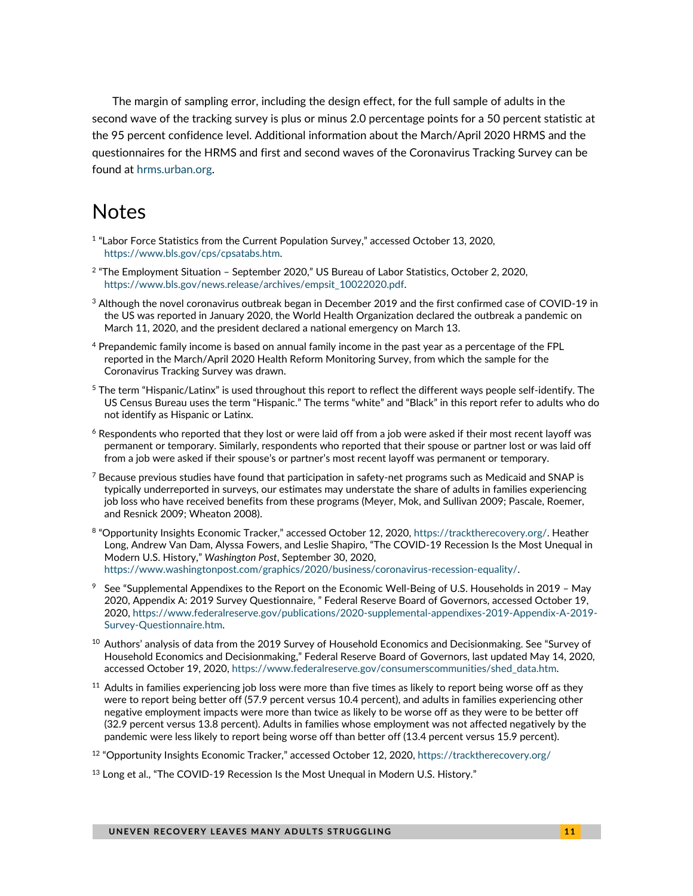The margin of sampling error, including the design effect, for the full sample of adults in the second wave of the tracking survey is plus or minus 2.0 percentage points for a 50 percent statistic at the 95 percent confidence level. Additional information about the March/April 2020 HRMS and the questionnaires for the HRMS and first and second waves of the Coronavirus Tracking Survey can be found at hrms.urban.org.

# Notes

[1] "Labor Force Statistics from the Current Population Survey," accessed October 13, 2020, https://www.bls.gov/cps/cpsatabs.htm.

[2] "The Employment Situation – September 2020," US Bureau of Labor Statistics, October 2, 2020, https://www.bls.gov/news.release/archives/empsit_10022020.pdf.

[3] Although the novel coronavirus outbreak began in December 2019 and the first confirmed case of COVID-19 in the US was reported in January 2020, the World Health Organization declared the outbreak a pandemic on March 11, 2020, and the president declared a national emergency on March 13.

[4] Prepandemic family income is based on annual family income in the past year as a percentage of the FPL reported in the March/April 2020 Health Reform Monitoring Survey, from which the sample for the Coronavirus Tracking Survey was drawn.

[5] The term "Hispanic/Latinx" is used throughout this report to reflect the different ways people self-identify. The US Census Bureau uses the term "Hispanic." The terms "white" and "Black" in this report refer to adults who do not identify as Hispanic or Latinx.

[6] Respondents who reported that they lost or were laid off from a job were asked if their most recent layoff was permanent or temporary. Similarly, respondents who reported that their spouse or partner lost or was laid off from a job were asked if their spouse's or partner's most recent layoff was permanent or temporary.

[7] Because previous studies have found that participation in safety-net programs such as Medicaid and SNAP is typically underreported in surveys, our estimates may understate the share of adults in families experiencing job loss who have received benefits from these programs (Meyer, Mok, and Sullivan 2009; Pascale, Roemer, and Resnick 2009; Wheaton 2008).

[8] "Opportunity Insights Economic Tracker," accessed October 12, 2020, https://tracktherecovery.org/. Heather Long, Andrew Van Dam, Alyssa Fowers, and Leslie Shapiro, "The COVID-19 Recession Is the Most Unequal in Modern U.S. History," *Washington Post*, September 30, 2020, https://www.washingtonpost.com/graphics/2020/business/coronavirus-recession-equality/.

[9] See "Supplemental Appendixes to the Report on the Economic Well-Being of U.S. Households in 2019 – May 2020, Appendix A: 2019 Survey Questionnaire, " Federal Reserve Board of Governors, accessed October 19, 2020, https://www.federalreserve.gov/publications/2020-supplemental-appendixes-2019-Appendix-A-2019-Survey-Questionnaire.htm.

[10] Authors' analysis of data from the 2019 Survey of Household Economics and Decisionmaking. See "Survey of Household Economics and Decisionmaking," Federal Reserve Board of Governors, last updated May 14, 2020, accessed October 19, 2020, https://www.federalreserve.gov/consumerscommunities/shed_data.htm.

[11] Adults in families experiencing job loss were more than five times as likely to report being worse off as they were to report being better off (57.9 percent versus 10.4 percent), and adults in families experiencing other negative employment impacts were more than twice as likely to be worse off as they were to be better off (32.9 percent versus 13.8 percent). Adults in families whose employment was not affected negatively by the pandemic were less likely to report being worse off than better off (13.4 percent versus 15.9 percent).

[12] "Opportunity Insights Economic Tracker," accessed October 12, 2020, https://tracktherecovery.org/

[13] Long et al., "The COVID-19 Recession Is the Most Unequal in Modern U.S. History."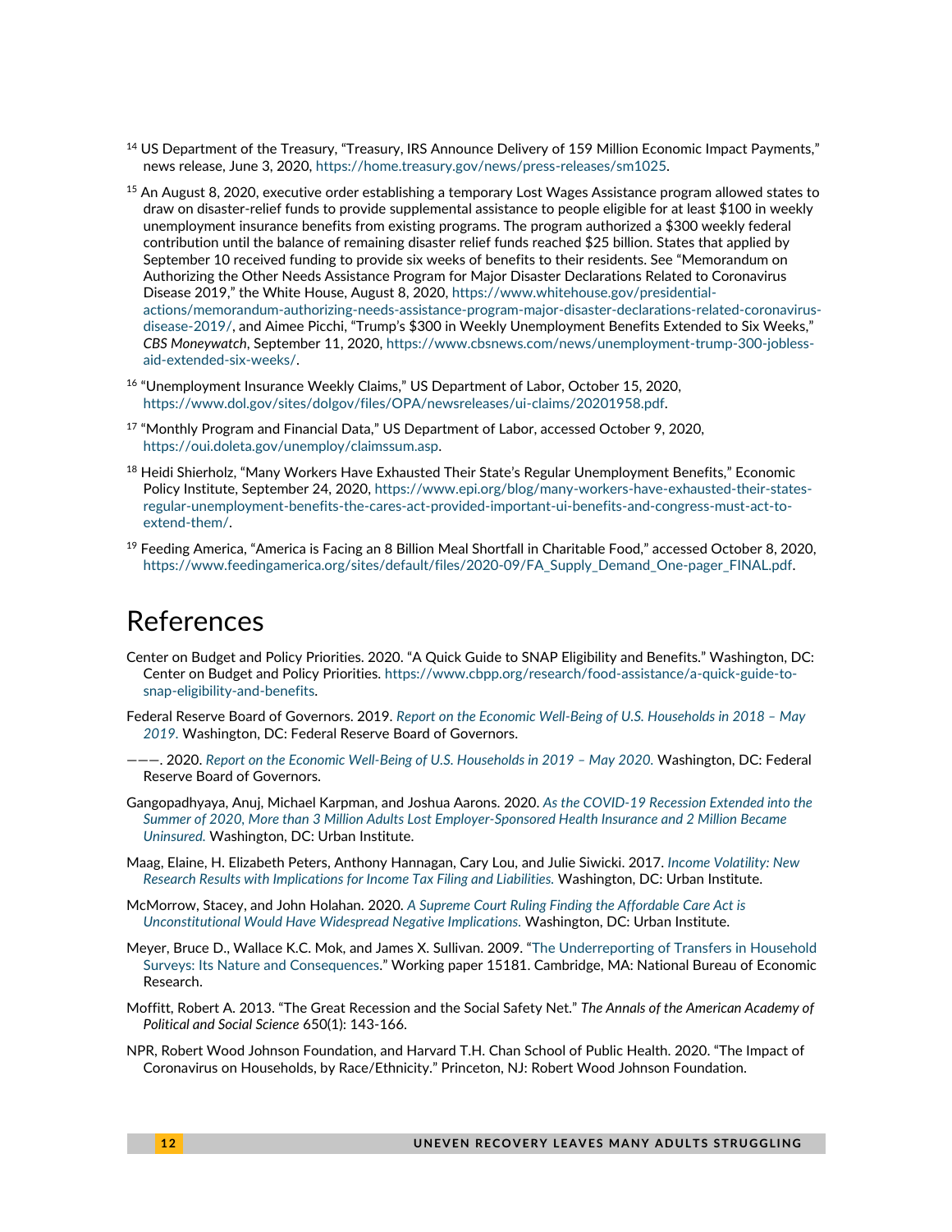[14] US Department of the Treasury, "Treasury, IRS Announce Delivery of 159 Million Economic Impact Payments," news release, June 3, 2020, https://home.treasury.gov/news/press-releases/sm1025.

[15] An August 8, 2020, executive order establishing a temporary Lost Wages Assistance program allowed states to draw on disaster-relief funds to provide supplemental assistance to people eligible for at least $100 in weekly unemployment insurance benefits from existing programs. The program authorized a $300 weekly federal contribution until the balance of remaining disaster relief funds reached $25 billion. States that applied by September 10 received funding to provide six weeks of benefits to their residents. See "Memorandum on Authorizing the Other Needs Assistance Program for Major Disaster Declarations Related to Coronavirus Disease 2019," the White House, August 8, 2020, https://www.whitehouse.gov/presidential-actions/memorandum-authorizing-needs-assistance-program-major-disaster-declarations-related-coronavirus-disease-2019/, and Aimee Picchi, "Trump's $300 in Weekly Unemployment Benefits Extended to Six Weeks," *CBS Moneywatch*, September 11, 2020, https://www.cbsnews.com/news/unemployment-trump-300-jobless-aid-extended-six-weeks/.

[16] "Unemployment Insurance Weekly Claims," US Department of Labor, October 15, 2020, https://www.dol.gov/sites/dolgov/files/OPA/newsreleases/ui-claims/20201958.pdf.

[17] "Monthly Program and Financial Data," US Department of Labor, accessed October 9, 2020, https://oui.doleta.gov/unemploy/claimssum.asp.

[18] Heidi Shierholz, "Many Workers Have Exhausted Their State's Regular Unemployment Benefits," Economic Policy Institute, September 24, 2020, https://www.epi.org/blog/many-workers-have-exhausted-their-states-regular-unemployment-benefits-the-cares-act-provided-important-ui-benefits-and-congress-must-act-to-extend-them/.

[19] Feeding America, "America is Facing an 8 Billion Meal Shortfall in Charitable Food," accessed October 8, 2020, https://www.feedingamerica.org/sites/default/files/2020-09/FA_Supply_Demand_One-pager_FINAL.pdf.

# References

Center on Budget and Policy Priorities. 2020. "A Quick Guide to SNAP Eligibility and Benefits." Washington, DC: Center on Budget and Policy Priorities. https://www.cbpp.org/research/food-assistance/a-quick-guide-to-snap-eligibility-and-benefits.

Federal Reserve Board of Governors. 2019. *Report on the Economic Well-Being of U.S. Households in 2018 – May 2019.* Washington, DC: Federal Reserve Board of Governors.

———. 2020. *Report on the Economic Well-Being of U.S. Households in 2019 – May 2020.* Washington, DC: Federal Reserve Board of Governors.

Gangopadhyaya, Anuj, Michael Karpman, and Joshua Aarons. 2020. *As the COVID-19 Recession Extended into the Summer of 2020, More than 3 Million Adults Lost Employer-Sponsored Health Insurance and 2 Million Became Uninsured.* Washington, DC: Urban Institute.

Maag, Elaine, H. Elizabeth Peters, Anthony Hannagan, Cary Lou, and Julie Siwicki. 2017. *Income Volatility: New Research Results with Implications for Income Tax Filing and Liabilities.* Washington, DC: Urban Institute.

McMorrow, Stacey, and John Holahan. 2020. *A Supreme Court Ruling Finding the Affordable Care Act is Unconstitutional Would Have Widespread Negative Implications.* Washington, DC: Urban Institute.

Meyer, Bruce D., Wallace K.C. Mok, and James X. Sullivan. 2009. "The Underreporting of Transfers in Household Surveys: Its Nature and Consequences." Working paper 15181. Cambridge, MA: National Bureau of Economic Research.

Moffitt, Robert A. 2013. "The Great Recession and the Social Safety Net." *The Annals of the American Academy of Political and Social Science* 650(1): 143-166.

NPR, Robert Wood Johnson Foundation, and Harvard T.H. Chan School of Public Health. 2020. "The Impact of Coronavirus on Households, by Race/Ethnicity." Princeton, NJ: Robert Wood Johnson Foundation.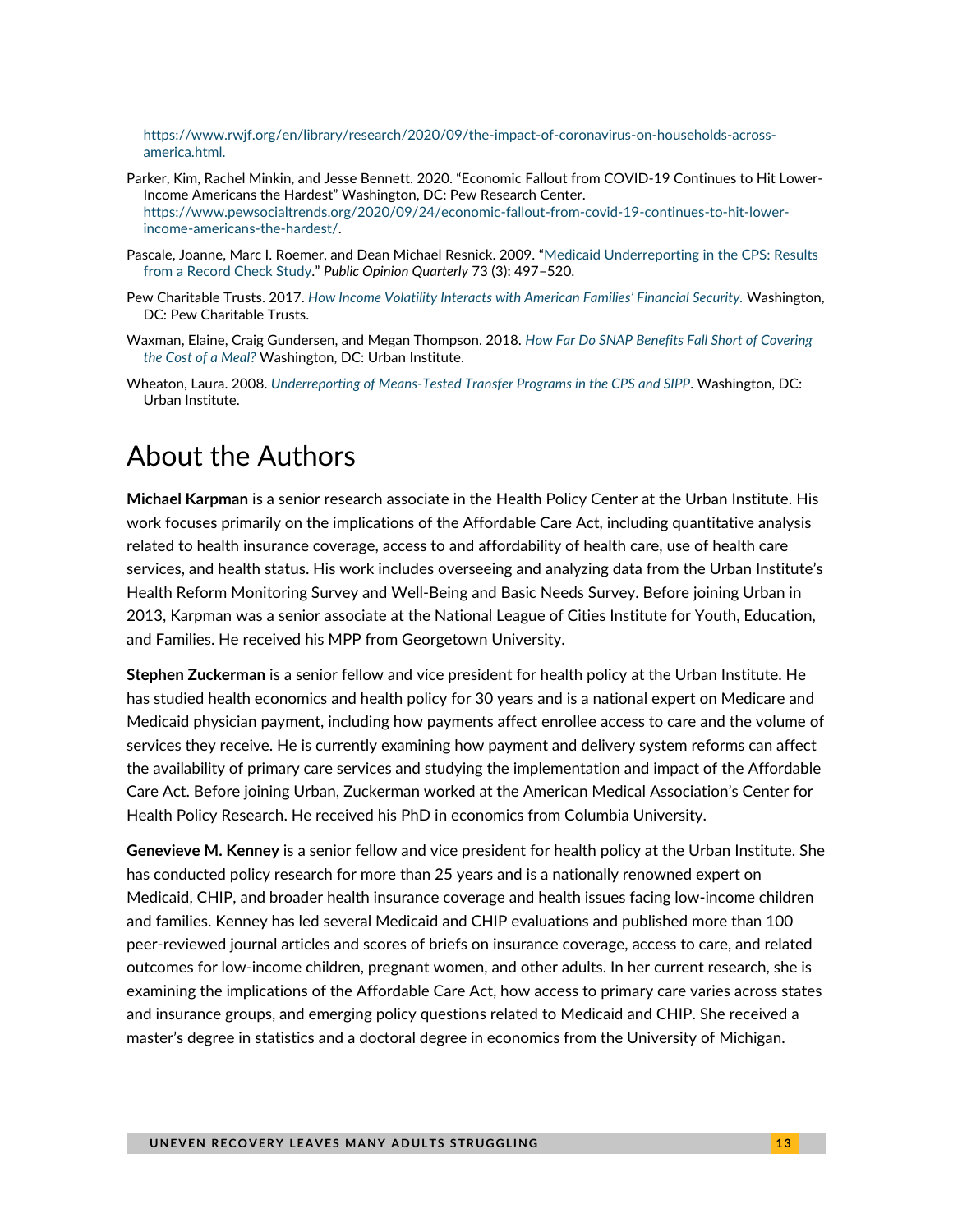https://www.rwjf.org/en/library/research/2020/09/the-impact-of-coronavirus-on-households-across-america.html.

Parker, Kim, Rachel Minkin, and Jesse Bennett. 2020. "Economic Fallout from COVID-19 Continues to Hit Lower-Income Americans the Hardest" Washington, DC: Pew Research Center. https://www.pewsocialtrends.org/2020/09/24/economic-fallout-from-covid-19-continues-to-hit-lower-income-americans-the-hardest/.

Pascale, Joanne, Marc I. Roemer, and Dean Michael Resnick. 2009. "Medicaid Underreporting in the CPS: Results from a Record Check Study." *Public Opinion Quarterly* 73 (3): 497–520.

Pew Charitable Trusts. 2017. *How Income Volatility Interacts with American Families' Financial Security.* Washington, DC: Pew Charitable Trusts.

Waxman, Elaine, Craig Gundersen, and Megan Thompson. 2018. *How Far Do SNAP Benefits Fall Short of Covering the Cost of a Meal?* Washington, DC: Urban Institute.

Wheaton, Laura. 2008. *Underreporting of Means-Tested Transfer Programs in the CPS and SIPP*. Washington, DC: Urban Institute.

# About the Authors

**Michael Karpman** is a senior research associate in the Health Policy Center at the Urban Institute. His work focuses primarily on the implications of the Affordable Care Act, including quantitative analysis related to health insurance coverage, access to and affordability of health care, use of health care services, and health status. His work includes overseeing and analyzing data from the Urban Institute's Health Reform Monitoring Survey and Well-Being and Basic Needs Survey. Before joining Urban in 2013, Karpman was a senior associate at the National League of Cities Institute for Youth, Education, and Families. He received his MPP from Georgetown University.

**Stephen Zuckerman** is a senior fellow and vice president for health policy at the Urban Institute. He has studied health economics and health policy for 30 years and is a national expert on Medicare and Medicaid physician payment, including how payments affect enrollee access to care and the volume of services they receive. He is currently examining how payment and delivery system reforms can affect the availability of primary care services and studying the implementation and impact of the Affordable Care Act. Before joining Urban, Zuckerman worked at the American Medical Association's Center for Health Policy Research. He received his PhD in economics from Columbia University.

**Genevieve M. Kenney** is a senior fellow and vice president for health policy at the Urban Institute. She has conducted policy research for more than 25 years and is a nationally renowned expert on Medicaid, CHIP, and broader health insurance coverage and health issues facing low-income children and families. Kenney has led several Medicaid and CHIP evaluations and published more than 100 peer-reviewed journal articles and scores of briefs on insurance coverage, access to care, and related outcomes for low-income children, pregnant women, and other adults. In her current research, she is examining the implications of the Affordable Care Act, how access to primary care varies across states and insurance groups, and emerging policy questions related to Medicaid and CHIP. She received a master's degree in statistics and a doctoral degree in economics from the University of Michigan.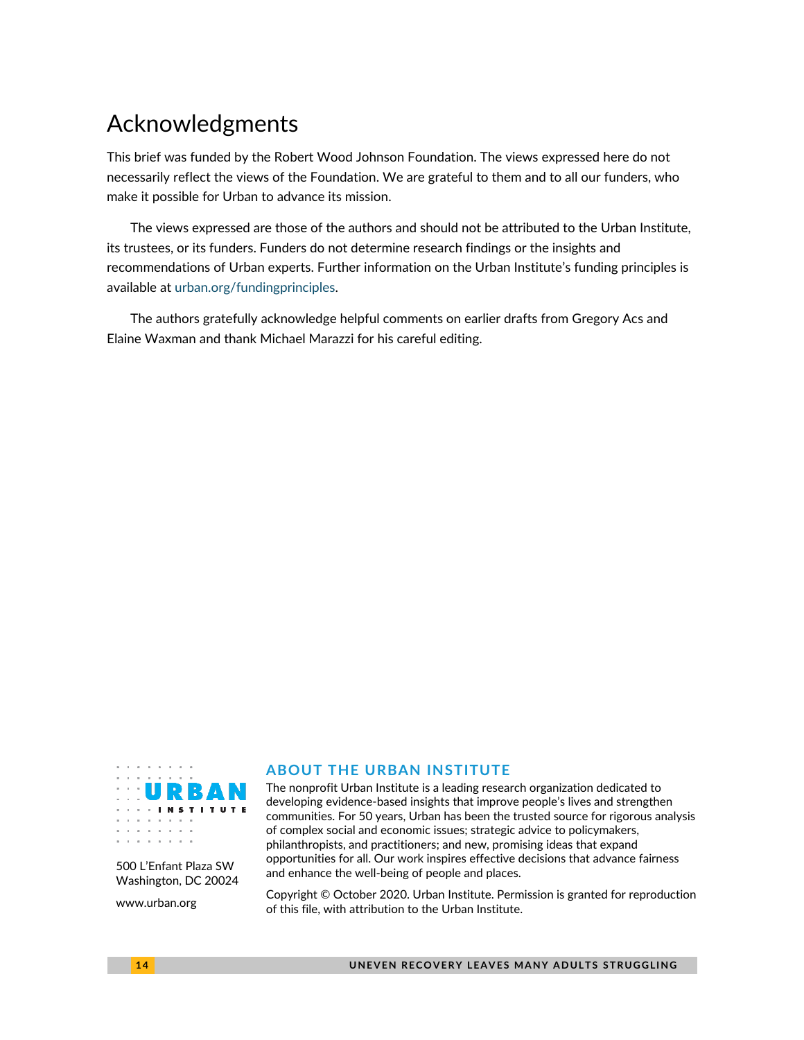# Acknowledgments

This brief was funded by the Robert Wood Johnson Foundation. The views expressed here do not necessarily reflect the views of the Foundation. We are grateful to them and to all our funders, who make it possible for Urban to advance its mission.

The views expressed are those of the authors and should not be attributed to the Urban Institute, its trustees, or its funders. Funders do not determine research findings or the insights and recommendations of Urban experts. Further information on the Urban Institute's funding principles is available at urban.org/fundingprinciples.

The authors gratefully acknowledge helpful comments on earlier drafts from Gregory Acs and Elaine Waxman and thank Michael Marazzi for his careful editing.

URBAN INSTITUTE

500 L'Enfant Plaza SW
Washington, DC 20024

www.urban.org

## ABOUT THE URBAN INSTITUTE

The nonprofit Urban Institute is a leading research organization dedicated to developing evidence-based insights that improve people's lives and strengthen communities. For 50 years, Urban has been the trusted source for rigorous analysis of complex social and economic issues; strategic advice to policymakers, philanthropists, and practitioners; and new, promising ideas that expand opportunities for all. Our work inspires effective decisions that advance fairness and enhance the well-being of people and places.

Copyright © October 2020. Urban Institute. Permission is granted for reproduction of this file, with attribution to the Urban Institute.